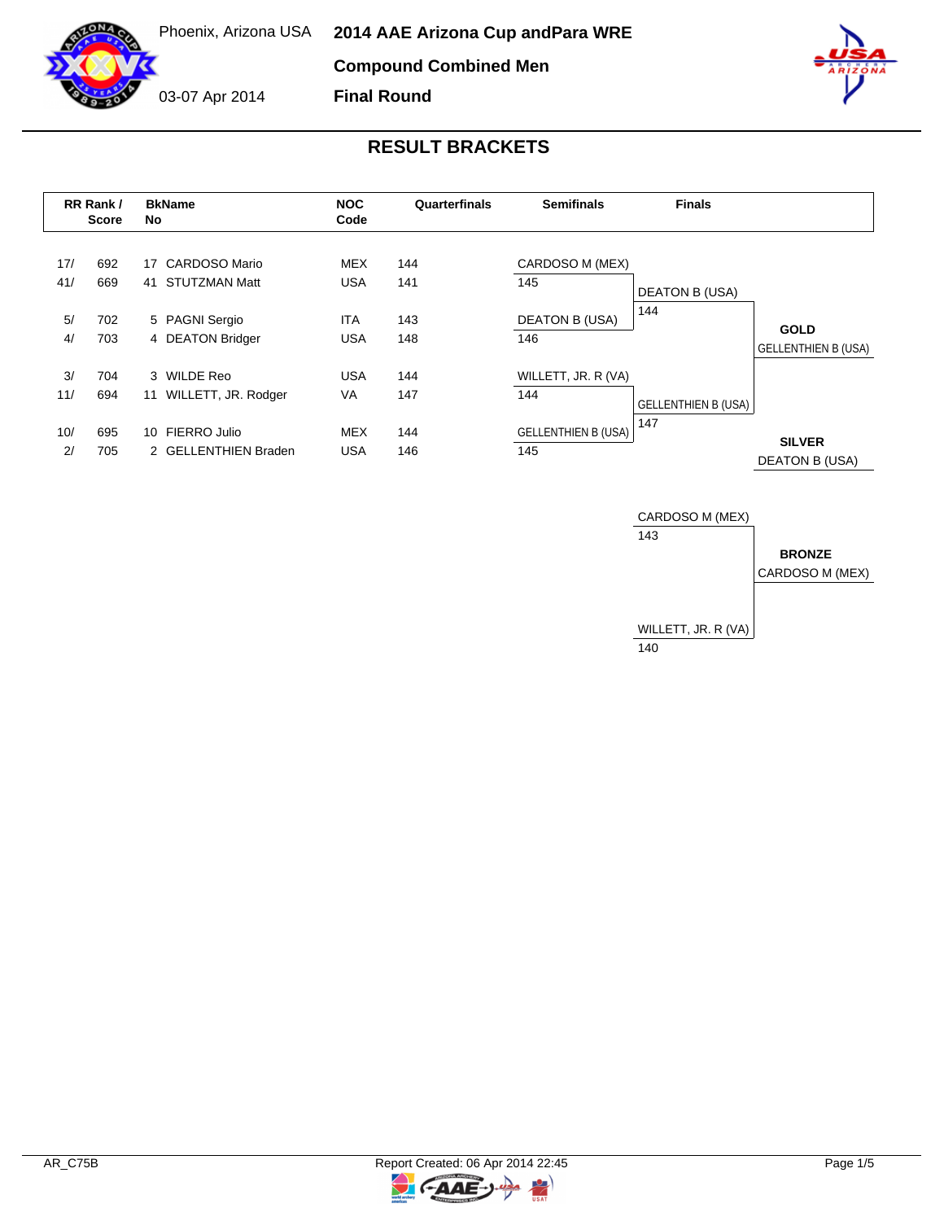Phoenix, Arizona USA

03-07 Apr 2014

# 2014 AAE Arizona Cup andPara WRE

## Compound Combined Men

## Final Round

### RESULT BRACKETS

| RR Rank / | Score | BkName No | NOC Code | Quarterfinals | Semifinals | Finals |
|---|---|---|---|---|---|---|
| 17/ | 692 | 17 CARDOSO Mario | MEX | 144 | CARDOSO M (MEX) | |
| 41/ | 669 | 41 STUTZMAN Matt | USA | 141 | 145 | DEATON B (USA) |
| 5/ | 702 | 5 PAGNI Sergio | ITA | 143 | DEATON B (USA) | 144 |
| 4/ | 703 | 4 DEATON Bridger | USA | 148 | 146 | |
| 3/ | 704 | 3 WILDE Reo | USA | 144 | WILLETT, JR. R (VA) | |
| 11/ | 694 | 11 WILLETT, JR. Rodger | VA | 147 | 144 | GELLENTHIEN B (USA) |
| 10/ | 695 | 10 FIERRO Julio | MEX | 144 | GELLENTHIEN B (USA) | 147 |
| 2/ | 705 | 2 GELLENTHIEN Braden | USA | 146 | 145 | |

**GOLD**
GELLENTHIEN B (USA)

**SILVER**
DEATON B (USA)

Bronze match:

| Bronze Final | Score |
|---|---|
| CARDOSO M (MEX) | 143 |
| WILLETT, JR. R (VA) | 140 |

**BRONZE**
CARDOSO M (MEX)

AR_C75B

Report Created: 06 Apr 2014 22:45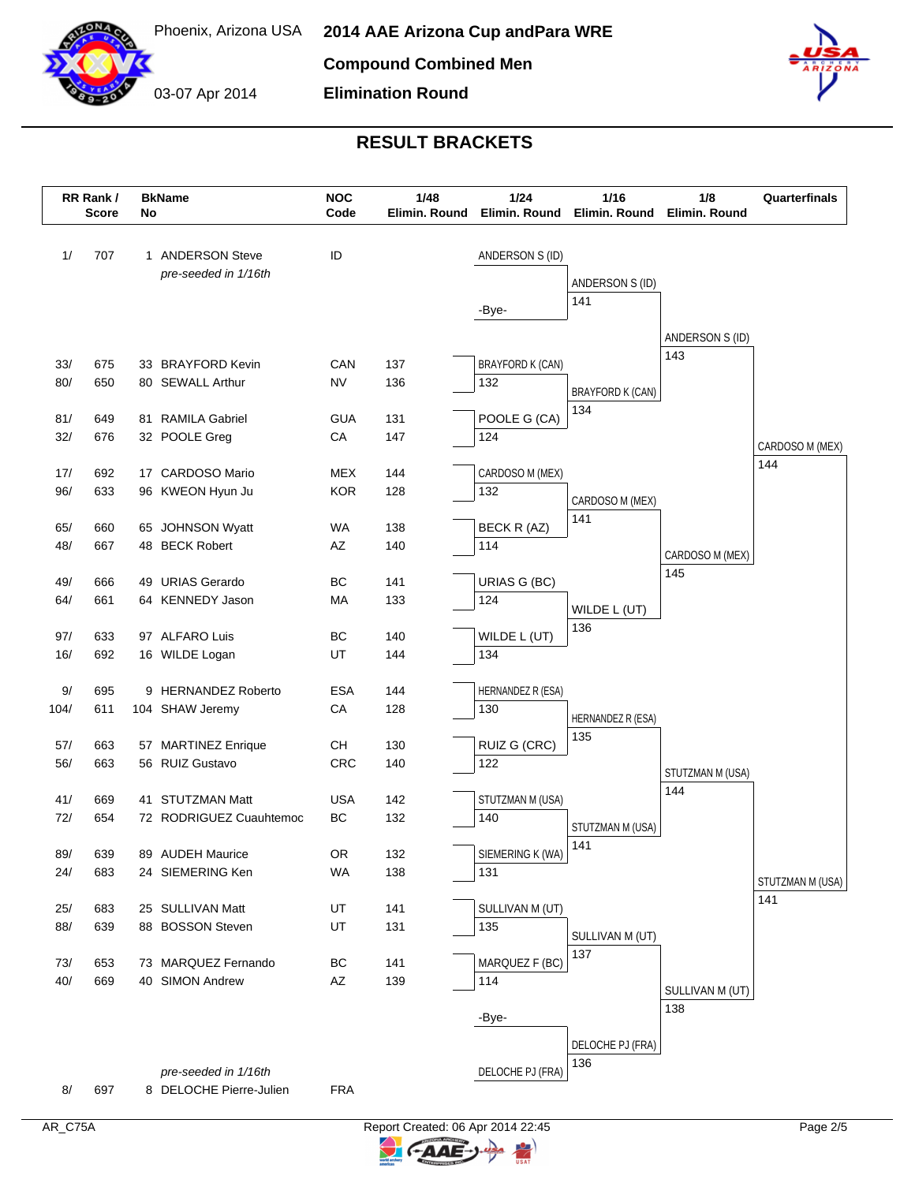Phoenix, Arizona USA

03-07 Apr 2014

# 2014 AAE Arizona Cup andPara WRE

## Compound Combined Men

## Elimination Round

## RESULT BRACKETS

| RR Rank / Score | | Bk No | Name | NOC Code | 1/48 Elimin. Round | 1/24 Elimin. Round | 1/16 Elimin. Round | 1/8 Elimin. Round | Quarterfinals |
|---|---|---|---|---|---|---|---|---|---|
| 1/ | 707 | 1 | ANDERSON Steve *pre-seeded in 1/16th* | ID | | ANDERSON S (ID) | ANDERSON S (ID) 141 | ANDERSON S (ID) 143 | |
| | | | | | | -Bye- | | | |
| 33/ | 675 | 33 | BRAYFORD Kevin | CAN | 137 | BRAYFORD K (CAN) 132 | BRAYFORD K (CAN) 134 | | |
| 80/ | 650 | 80 | SEWALL Arthur | NV | 136 | | | | |
| 81/ | 649 | 81 | RAMILA Gabriel | GUA | 131 | POOLE G (CA) 124 | | | CARDOSO M (MEX) 144 |
| 32/ | 676 | 32 | POOLE Greg | CA | 147 | | | | |
| 17/ | 692 | 17 | CARDOSO Mario | MEX | 144 | CARDOSO M (MEX) 132 | CARDOSO M (MEX) 141 | CARDOSO M (MEX) 145 | |
| 96/ | 633 | 96 | KWEON Hyun Ju | KOR | 128 | | | | |
| 65/ | 660 | 65 | JOHNSON Wyatt | WA | 138 | BECK R (AZ) 114 | | | |
| 48/ | 667 | 48 | BECK Robert | AZ | 140 | | | | |
| 49/ | 666 | 49 | URIAS Gerardo | BC | 141 | URIAS G (BC) 124 | WILDE L (UT) 136 | | |
| 64/ | 661 | 64 | KENNEDY Jason | MA | 133 | | | | |
| 97/ | 633 | 97 | ALFARO Luis | BC | 140 | WILDE L (UT) 134 | | | |
| 16/ | 692 | 16 | WILDE Logan | UT | 144 | | | | |
| 9/ | 695 | 9 | HERNANDEZ Roberto | ESA | 144 | HERNANDEZ R (ESA) 130 | HERNANDEZ R (ESA) 135 | | |
| 104/ | 611 | 104 | SHAW Jeremy | CA | 128 | | | | |
| 57/ | 663 | 57 | MARTINEZ Enrique | CH | 130 | RUIZ G (CRC) 122 | | STUTZMAN M (USA) 144 | |
| 56/ | 663 | 56 | RUIZ Gustavo | CRC | 140 | | | | |
| 41/ | 669 | 41 | STUTZMAN Matt | USA | 142 | STUTZMAN M (USA) 140 | STUTZMAN M (USA) 141 | | |
| 72/ | 654 | 72 | RODRIGUEZ Cuauhtemoc | BC | 132 | | | | |
| 89/ | 639 | 89 | AUDEH Maurice | OR | 132 | SIEMERING K (WA) 131 | | | STUTZMAN M (USA) 141 |
| 24/ | 683 | 24 | SIEMERING Ken | WA | 138 | | | | |
| 25/ | 683 | 25 | SULLIVAN Matt | UT | 141 | SULLIVAN M (UT) 135 | SULLIVAN M (UT) 137 | | |
| 88/ | 639 | 88 | BOSSON Steven | UT | 131 | | | | |
| 73/ | 653 | 73 | MARQUEZ Fernando | BC | 141 | MARQUEZ F (BC) 114 | | SULLIVAN M (UT) 138 | |
| 40/ | 669 | 40 | SIMON Andrew | AZ | 139 | | | | |
| | | | | | | -Bye- | DELOCHE PJ (FRA) 136 | | |
| 8/ | 697 | 8 | DELOCHE Pierre-Julien *pre-seeded in 1/16th* | FRA | | DELOCHE PJ (FRA) | | | |

AR_C75A

Report Created: 06 Apr 2014 22:45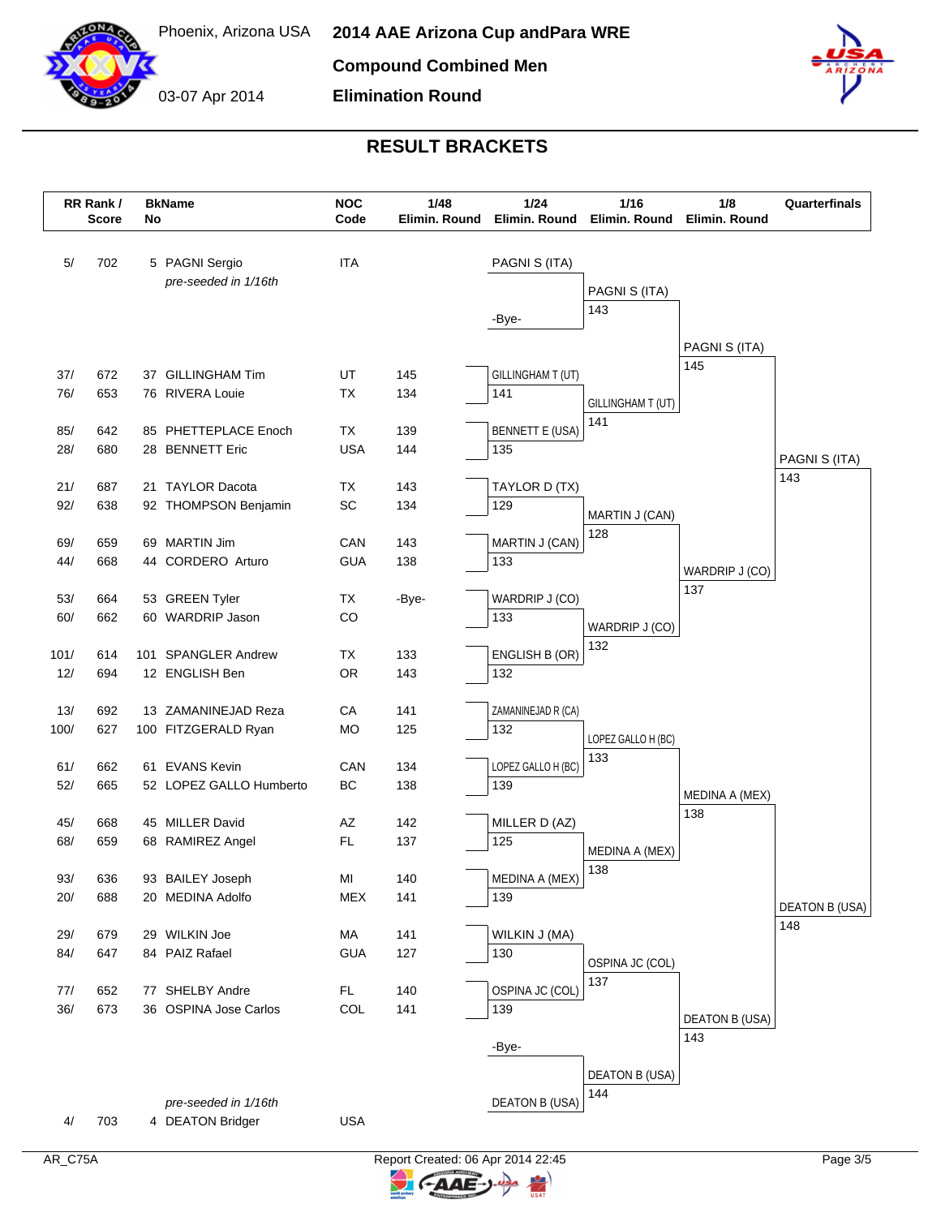# 2014 AAE Arizona Cup andPara WRE

Phoenix, Arizona USA

03-07 Apr 2014

## Compound Combined Men

## Elimination Round

## RESULT BRACKETS

| RR Rank / Score | | BkName No | | NOC Code | 1/48 Elimin. Round | 1/24 Elimin. Round | 1/16 Elimin. Round | 1/8 Elimin. Round | Quarterfinals |
|---|---|---|---|---|---|---|---|---|---|
| 5/ | 702 | 5 | PAGNI Sergio *pre-seeded in 1/16th* | ITA | | PAGNI S (ITA) | PAGNI S (ITA) 143 | PAGNI S (ITA) 145 | PAGNI S (ITA) 143 |
| | | | | | | -Bye- | | | |
| 37/ | 672 | 37 | GILLINGHAM Tim | UT | 145 | GILLINGHAM T (UT) 141 | GILLINGHAM T (UT) 141 | | |
| 76/ | 653 | 76 | RIVERA Louie | TX | 134 | | | | |
| 85/ | 642 | 85 | PHETTEPLACE Enoch | TX | 139 | BENNETT E (USA) 135 | | | |
| 28/ | 680 | 28 | BENNETT Eric | USA | 144 | | | | |
| 21/ | 687 | 21 | TAYLOR Dacota | TX | 143 | TAYLOR D (TX) 129 | MARTIN J (CAN) 128 | WARDRIP J (CO) 137 | |
| 92/ | 638 | 92 | THOMPSON Benjamin | SC | 134 | | | | |
| 69/ | 659 | 69 | MARTIN Jim | CAN | 143 | MARTIN J (CAN) 133 | | | |
| 44/ | 668 | 44 | CORDERO Arturo | GUA | 138 | | | | |
| 53/ | 664 | 53 | GREEN Tyler | TX | -Bye- | WARDRIP J (CO) 133 | WARDRIP J (CO) 132 | | |
| 60/ | 662 | 60 | WARDRIP Jason | CO | | | | | |
| 101/ | 614 | 101 | SPANGLER Andrew | TX | 133 | ENGLISH B (OR) 132 | | | |
| 12/ | 694 | 12 | ENGLISH Ben | OR | 143 | | | | |
| 13/ | 692 | 13 | ZAMANINEJAD Reza | CA | 141 | ZAMANINEJAD R (CA) 132 | LOPEZ GALLO H (BC) 133 | MEDINA A (MEX) 138 | DEATON B (USA) 148 |
| 100/ | 627 | 100 | FITZGERALD Ryan | MO | 125 | | | | |
| 61/ | 662 | 61 | EVANS Kevin | CAN | 134 | LOPEZ GALLO H (BC) 139 | | | |
| 52/ | 665 | 52 | LOPEZ GALLO Humberto | BC | 138 | | | | |
| 45/ | 668 | 45 | MILLER David | AZ | 142 | MILLER D (AZ) 125 | MEDINA A (MEX) 138 | | |
| 68/ | 659 | 68 | RAMIREZ Angel | FL | 137 | | | | |
| 93/ | 636 | 93 | BAILEY Joseph | MI | 140 | MEDINA A (MEX) 139 | | | |
| 20/ | 688 | 20 | MEDINA Adolfo | MEX | 141 | | | | |
| 29/ | 679 | 29 | WILKIN Joe | MA | 141 | WILKIN J (MA) 130 | OSPINA JC (COL) 137 | DEATON B (USA) 143 | |
| 84/ | 647 | 84 | PAIZ Rafael | GUA | 127 | | | | |
| 77/ | 652 | 77 | SHELBY Andre | FL | 140 | OSPINA JC (COL) 139 | | | |
| 36/ | 673 | 36 | OSPINA Jose Carlos | COL | 141 | | | | |
| | | | | | | -Bye- | DEATON B (USA) 144 | | |
| 4/ | 703 | 4 | DEATON Bridger *pre-seeded in 1/16th* | USA | | DEATON B (USA) | | | |

AR_C75A

Report Created: 06 Apr 2014 22:45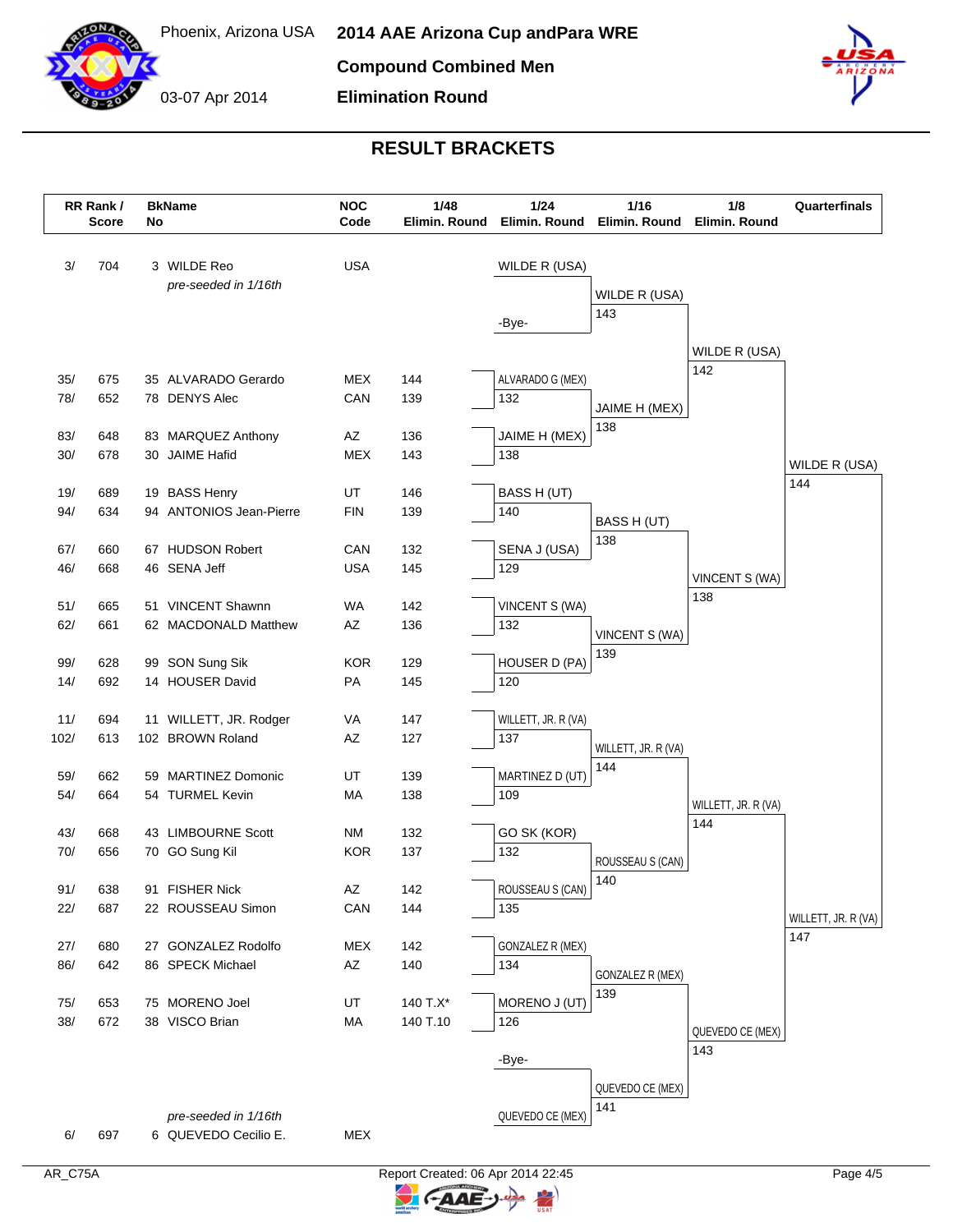Phoenix, Arizona USA — 03-07 Apr 2014

# 2014 AAE Arizona Cup andPara WRE

## Compound Combined Men

## Elimination Round

### RESULT BRACKETS

| RR Rank / | Score | BkName No | NOC Code | 1/48 Elimin. Round | 1/24 Elimin. Round | 1/16 Elimin. Round | 1/8 Elimin. Round | Quarterfinals |
|---|---|---|---|---|---|---|---|---|
| 3/ | 704 | 3 WILDE Reo *pre-seeded in 1/16th* | USA | | WILDE R (USA) | WILDE R (USA) 143 | WILDE R (USA) 142 | WILDE R (USA) 144 |
| | | | | | -Bye- | | | |
| 35/ | 675 | 35 ALVARADO Gerardo | MEX | 144 | ALVARADO G (MEX) 132 | JAIME H (MEX) 138 | | |
| 78/ | 652 | 78 DENYS Alec | CAN | 139 | | | | |
| 83/ | 648 | 83 MARQUEZ Anthony | AZ | 136 | JAIME H (MEX) 138 | | | |
| 30/ | 678 | 30 JAIME Hafid | MEX | 143 | | | | |
| 19/ | 689 | 19 BASS Henry | UT | 146 | BASS H (UT) 140 | BASS H (UT) 138 | VINCENT S (WA) 138 | |
| 94/ | 634 | 94 ANTONIOS Jean-Pierre | FIN | 139 | | | | |
| 67/ | 660 | 67 HUDSON Robert | CAN | 132 | SENA J (USA) 129 | | | |
| 46/ | 668 | 46 SENA Jeff | USA | 145 | | | | |
| 51/ | 665 | 51 VINCENT Shawnn | WA | 142 | VINCENT S (WA) 132 | VINCENT S (WA) 139 | | |
| 62/ | 661 | 62 MACDONALD Matthew | AZ | 136 | | | | |
| 99/ | 628 | 99 SON Sung Sik | KOR | 129 | HOUSER D (PA) 120 | | | |
| 14/ | 692 | 14 HOUSER David | PA | 145 | | | | |
| 11/ | 694 | 11 WILLETT, JR. Rodger | VA | 147 | WILLETT, JR. R (VA) 137 | WILLETT, JR. R (VA) 144 | WILLETT, JR. R (VA) 144 | WILLETT, JR. R (VA) 147 |
| 102/ | 613 | 102 BROWN Roland | AZ | 127 | | | | |
| 59/ | 662 | 59 MARTINEZ Domonic | UT | 139 | MARTINEZ D (UT) 109 | | | |
| 54/ | 664 | 54 TURMEL Kevin | MA | 138 | | | | |
| 43/ | 668 | 43 LIMBOURNE Scott | NM | 132 | GO SK (KOR) 132 | ROUSSEAU S (CAN) 140 | | |
| 70/ | 656 | 70 GO Sung Kil | KOR | 137 | | | | |
| 91/ | 638 | 91 FISHER Nick | AZ | 142 | ROUSSEAU S (CAN) 135 | | | |
| 22/ | 687 | 22 ROUSSEAU Simon | CAN | 144 | | | | |
| 27/ | 680 | 27 GONZALEZ Rodolfo | MEX | 142 | GONZALEZ R (MEX) 134 | GONZALEZ R (MEX) 139 | QUEVEDO CE (MEX) 143 | |
| 86/ | 642 | 86 SPECK Michael | AZ | 140 | | | | |
| 75/ | 653 | 75 MORENO Joel | UT | 140 T.X* | MORENO J (UT) 126 | | | |
| 38/ | 672 | 38 VISCO Brian | MA | 140 T.10 | | | | |
| | | | | | -Bye- | QUEVEDO CE (MEX) 141 | | |
| 6/ | 697 | 6 QUEVEDO Cecilio E. *pre-seeded in 1/16th* | MEX | | QUEVEDO CE (MEX) | | | |

AR_C75A — Report Created: 06 Apr 2014 22:45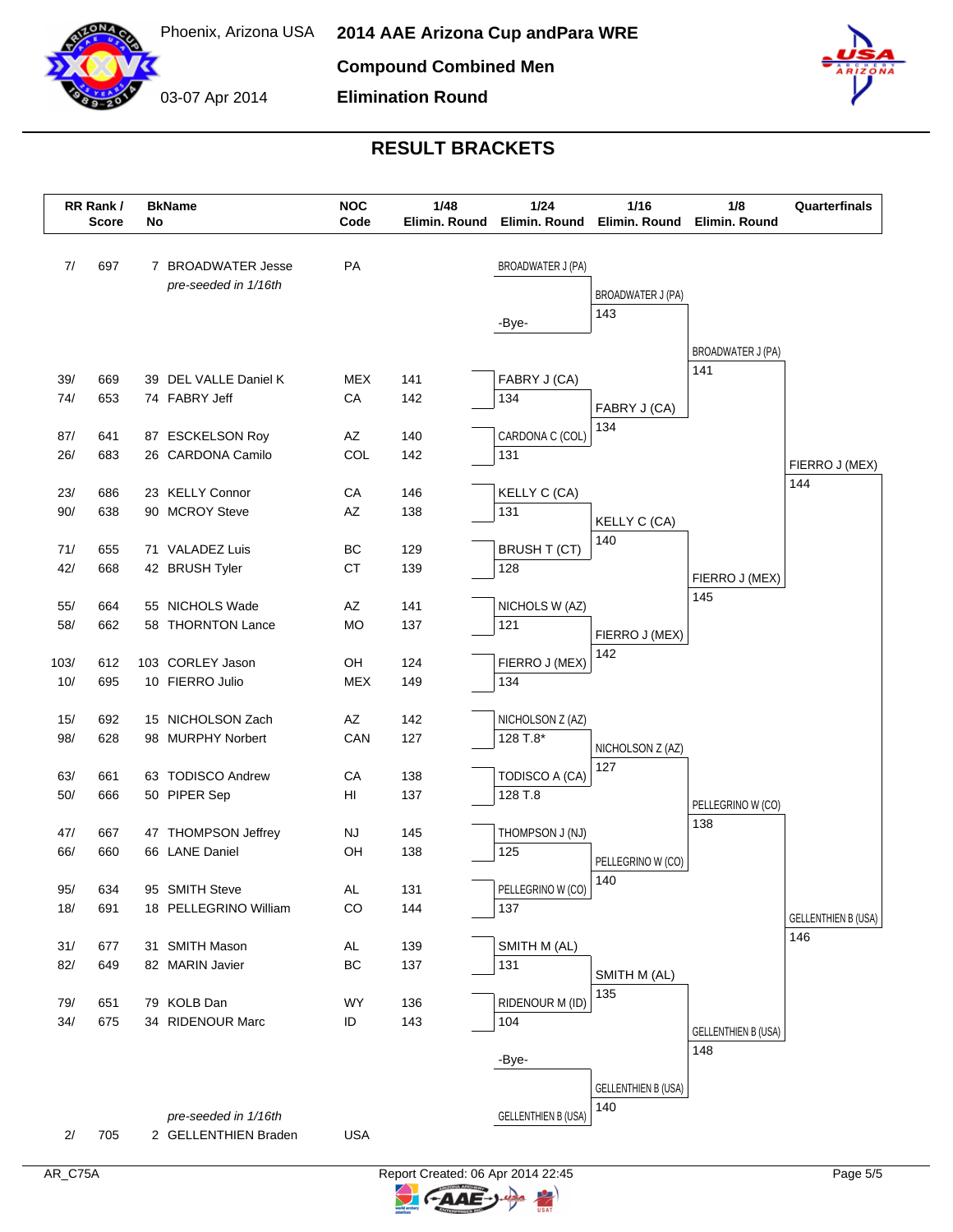Phoenix, Arizona USA

03-07 Apr 2014

# 2014 AAE Arizona Cup andPara WRE

## Compound Combined Men

## Elimination Round

## RESULT BRACKETS

| RR Rank / Score | | BkName No | | NOC Code | 1/48 Elimin. Round |
|---|---|---|---|---|---|
| 7/ | 697 | 7 | BROADWATER Jesse *pre-seeded in 1/16th* | PA | |
| 39/ | 669 | 39 | DEL VALLE Daniel K | MEX | 141 |
| 74/ | 653 | 74 | FABRY Jeff | CA | 142 |
| 87/ | 641 | 87 | ESCKELSON Roy | AZ | 140 |
| 26/ | 683 | 26 | CARDONA Camilo | COL | 142 |
| 23/ | 686 | 23 | KELLY Connor | CA | 146 |
| 90/ | 638 | 90 | MCROY Steve | AZ | 138 |
| 71/ | 655 | 71 | VALADEZ Luis | BC | 129 |
| 42/ | 668 | 42 | BRUSH Tyler | CT | 139 |
| 55/ | 664 | 55 | NICHOLS Wade | AZ | 141 |
| 58/ | 662 | 58 | THORNTON Lance | MO | 137 |
| 103/ | 612 | 103 | CORLEY Jason | OH | 124 |
| 10/ | 695 | 10 | FIERRO Julio | MEX | 149 |
| 15/ | 692 | 15 | NICHOLSON Zach | AZ | 142 |
| 98/ | 628 | 98 | MURPHY Norbert | CAN | 127 |
| 63/ | 661 | 63 | TODISCO Andrew | CA | 138 |
| 50/ | 666 | 50 | PIPER Sep | HI | 137 |
| 47/ | 667 | 47 | THOMPSON Jeffrey | NJ | 145 |
| 66/ | 660 | 66 | LANE Daniel | OH | 138 |
| 95/ | 634 | 95 | SMITH Steve | AL | 131 |
| 18/ | 691 | 18 | PELLEGRINO William | CO | 144 |
| 31/ | 677 | 31 | SMITH Mason | AL | 139 |
| 82/ | 649 | 82 | MARIN Javier | BC | 137 |
| 79/ | 651 | 79 | KOLB Dan | WY | 136 |
| 34/ | 675 | 34 | RIDENOUR Marc | ID | 143 |
| 2/ | 705 | 2 | GELLENTHIEN Braden *pre-seeded in 1/16th* | USA | |

**1/24 Elimin. Round**

| Winner | Score |
|---|---|
| BROADWATER J (PA) | |
| -Bye- | |
| FABRY J (CA) | 134 |
| CARDONA C (COL) | 131 |
| KELLY C (CA) | 131 |
| BRUSH T (CT) | 128 |
| NICHOLS W (AZ) | 121 |
| FIERRO J (MEX) | 134 |
| NICHOLSON Z (AZ) | 128 T.8* |
| TODISCO A (CA) | 128 T.8 |
| THOMPSON J (NJ) | 125 |
| PELLEGRINO W (CO) | 137 |
| SMITH M (AL) | 131 |
| RIDENOUR M (ID) | 104 |
| -Bye- | |
| GELLENTHIEN B (USA) | |

**1/16 Elimin. Round**

| Winner | Score |
|---|---|
| BROADWATER J (PA) | 143 |
| FABRY J (CA) | 134 |
| KELLY C (CA) | 140 |
| FIERRO J (MEX) | 142 |
| NICHOLSON Z (AZ) | 127 |
| PELLEGRINO W (CO) | 140 |
| SMITH M (AL) | 135 |
| GELLENTHIEN B (USA) | 140 |

**1/8 Elimin. Round**

| Winner | Score |
|---|---|
| BROADWATER J (PA) | 141 |
| FIERRO J (MEX) | 145 |
| PELLEGRINO W (CO) | 138 |
| GELLENTHIEN B (USA) | 148 |

**Quarterfinals**

| Winner | Score |
|---|---|
| FIERRO J (MEX) | 144 |
| GELLENTHIEN B (USA) | 146 |

AR_C75A

Report Created: 06 Apr 2014 22:45